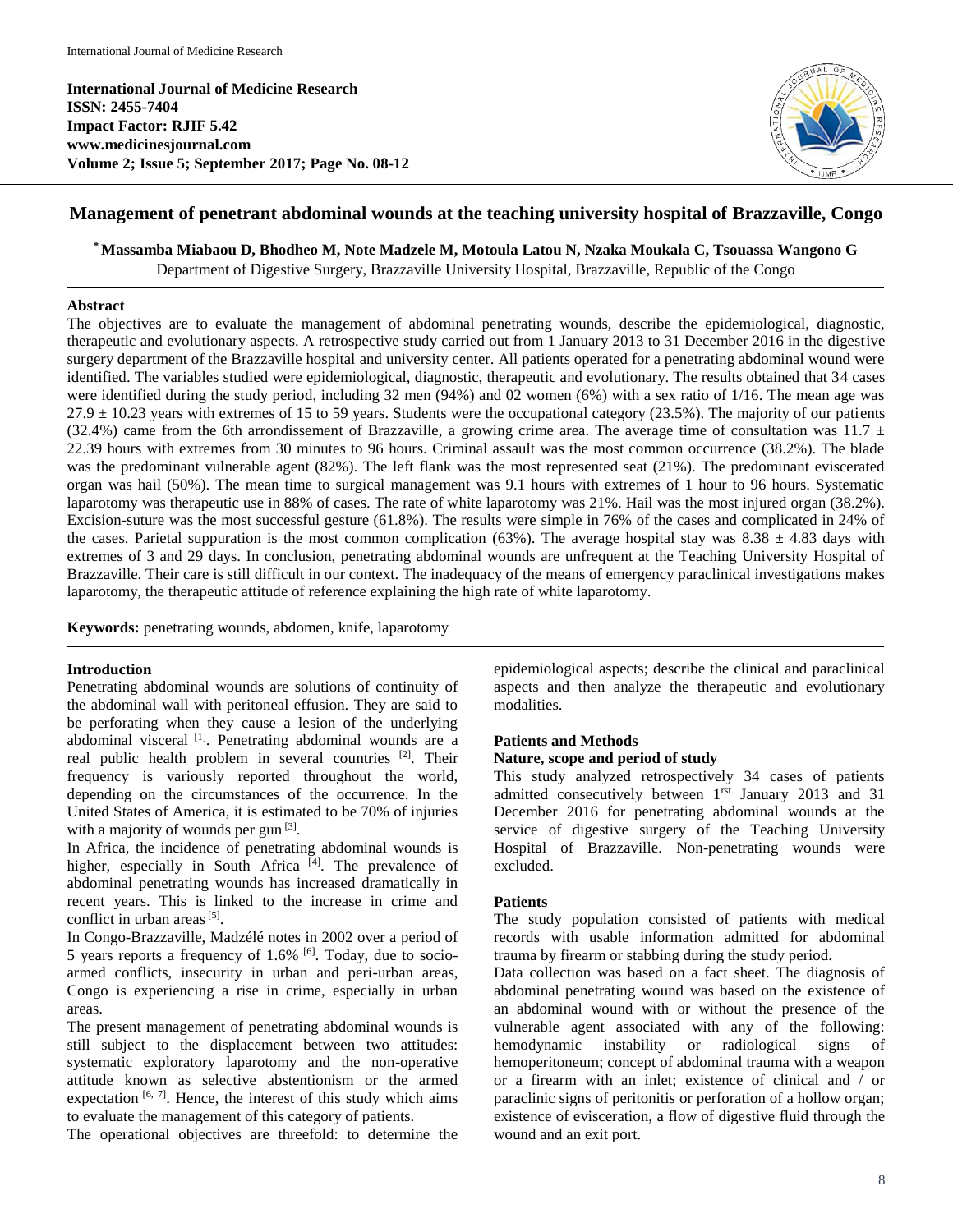# Management of penetrant abdominal wounds at the teaching university hospital of Brazzaville, Congo

**\* Massamba Miabaou D, Bhodheo M, Note Madzele M, Motoula Latou N, Nzaka Moukala C, Tsouassa Wangono G**

Department of Digestive Surgery, Brazzaville University Hospital, Brazzaville, Republic of the Congo

## Abstract

The objectives are to evaluate the management of abdominal penetrating wounds, describe the epidemiological, diagnostic, therapeutic and evolutionary aspects. A retrospective study carried out from 1 January 2013 to 31 December 2016 in the digestive surgery department of the Brazzaville hospital and university center. All patients operated for a penetrating abdominal wound were identified. The variables studied were epidemiological, diagnostic, therapeutic and evolutionary. The results obtained that 34 cases were identified during the study period, including 32 men (94%) and 02 women (6%) with a sex ratio of 1/16. The mean age was $27.9 \pm 10.23$ years with extremes of 15 to 59 years. Students were the occupational category (23.5%). The majority of our patients (32.4%) came from the 6th arrondissement of Brazzaville, a growing crime area. The average time of consultation was $11.7 \pm 22.39$ hours with extremes from 30 minutes to 96 hours. Criminal assault was the most common occurrence (38.2%). The blade was the predominant vulnerable agent (82%). The left flank was the most represented seat (21%). The predominant eviscerated organ was hail (50%). The mean time to surgical management was 9.1 hours with extremes of 1 hour to 96 hours. Systematic laparotomy was therapeutic use in 88% of cases. The rate of white laparotomy was 21%. Hail was the most injured organ (38.2%). Excision-suture was the most successful gesture (61.8%). The results were simple in 76% of the cases and complicated in 24% of the cases. Parietal suppuration is the most common complication (63%). The average hospital stay was $8.38 \pm 4.83$ days with extremes of 3 and 29 days. In conclusion, penetrating abdominal wounds are unfrequent at the Teaching University Hospital of Brazzaville. Their care is still difficult in our context. The inadequacy of the means of emergency paraclinical investigations makes laparotomy, the therapeutic attitude of reference explaining the high rate of white laparotomy.

**Keywords:** penetrating wounds, abdomen, knife, laparotomy

## Introduction

Penetrating abdominal wounds are solutions of continuity of the abdominal wall with peritoneal effusion. They are said to be perforating when they cause a lesion of the underlying abdominal visceral [1]. Penetrating abdominal wounds are a real public health problem in several countries [2]. Their frequency is variously reported throughout the world, depending on the circumstances of the occurrence. In the United States of America, it is estimated to be 70% of injuries with a majority of wounds per gun [3].

In Africa, the incidence of penetrating abdominal wounds is higher, especially in South Africa [4]. The prevalence of abdominal penetrating wounds has increased dramatically in recent years. This is linked to the increase in crime and conflict in urban areas [5].

In Congo-Brazzaville, Madzélé notes in 2002 over a period of 5 years reports a frequency of 1.6% [6]. Today, due to socio-armed conflicts, insecurity in urban and peri-urban areas, Congo is experiencing a rise in crime, especially in urban areas.

The present management of penetrating abdominal wounds is still subject to the displacement between two attitudes: systematic exploratory laparotomy and the non-operative attitude known as selective abstentionism or the armed expectation [6, 7]. Hence, the interest of this study which aims to evaluate the management of this category of patients.

The operational objectives are threefold: to determine the epidemiological aspects; describe the clinical and paraclinical aspects and then analyze the therapeutic and evolutionary modalities.

## Patients and Methods

### Nature, scope and period of study

This study analyzed retrospectively 34 cases of patients admitted consecutively between 1rst January 2013 and 31 December 2016 for penetrating abdominal wounds at the service of digestive surgery of the Teaching University Hospital of Brazzaville. Non-penetrating wounds were excluded.

### Patients

The study population consisted of patients with medical records with usable information admitted for abdominal trauma by firearm or stabbing during the study period.

Data collection was based on a fact sheet. The diagnosis of abdominal penetrating wound was based on the existence of an abdominal wound with or without the presence of the vulnerable agent associated with any of the following: hemodynamic instability or radiological signs of hemoperitoneum; concept of abdominal trauma with a weapon or a firearm with an inlet; existence of clinical and / or paraclinic signs of peritonitis or perforation of a hollow organ; existence of evisceration, a flow of digestive fluid through the wound and an exit port.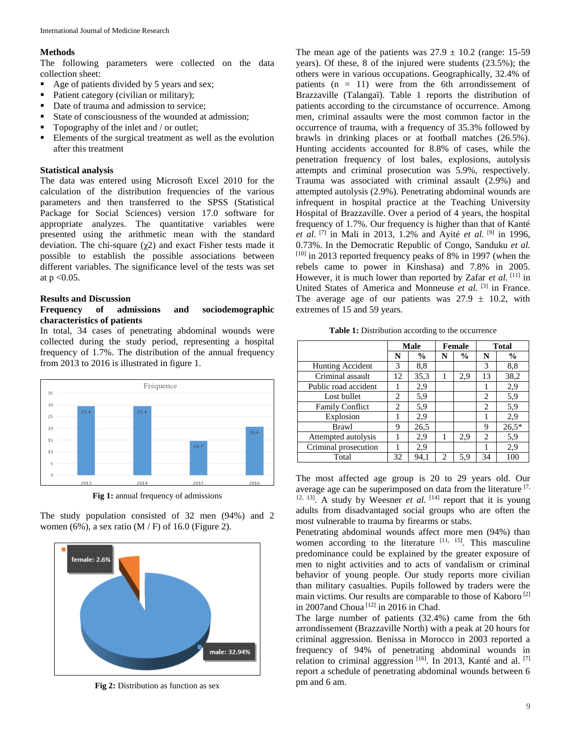## Methods

The following parameters were collected on the data collection sheet:

- Age of patients divided by 5 years and sex;
- Patient category (civilian or military);
- Date of trauma and admission to service;
- State of consciousness of the wounded at admission;
- Topography of the inlet and / or outlet;
- Elements of the surgical treatment as well as the evolution after this treatment

## Statistical analysis

The data was entered using Microsoft Excel 2010 for the calculation of the distribution frequencies of the various parameters and then transferred to the SPSS (Statistical Package for Social Sciences) version 17.0 software for appropriate analyzes. The quantitative variables were presented using the arithmetic mean with the standard deviation. The chi-square ($\chi 2$) and exact Fisher tests made it possible to establish the possible associations between different variables. The significance level of the tests was set at $p < 0.05$.

## Results and Discussion

### Frequency of admissions and sociodemographic characteristics of patients

In total, 34 cases of penetrating abdominal wounds were collected during the study period, representing a hospital frequency of 1.7%. The distribution of the annual frequency from 2013 to 2016 is illustrated in figure 1.

**Fig 1:** annual frequency of admissions

The study population consisted of 32 men (94%) and 2 women (6%), a sex ratio (M / F) of 16.0 (Figure 2).

**Fig 2:** Distribution as function as sex

The mean age of the patients was 27.9 ± 10.2 (range: 15-59 years). Of these, 8 of the injured were students (23.5%); the others were in various occupations. Geographically, 32.4% of patients (n = 11) were from the 6th arrondissement of Brazzaville (Talangaï). Table 1 reports the distribution of patients according to the circumstance of occurrence. Among men, criminal assaults were the most common factor in the occurrence of trauma, with a frequency of 35.3% followed by brawls in drinking places or at football matches (26.5%). Hunting accidents accounted for 8.8% of cases, while the penetration frequency of lost bales, explosions, autolysis attempts and criminal prosecution was 5.9%, respectively. Trauma was associated with criminal assault (2.9%) and attempted autolysis (2.9%). Penetrating abdominal wounds are infrequent in hospital practice at the Teaching University Hospital of Brazzaville. Over a period of 4 years, the hospital frequency of 1.7%. Our frequency is higher than that of Kanté *et al.* [7] in Mali in 2013, 1.2% and Ayité *et al.* [9] in 1996, 0.73%. In the Democratic Republic of Congo, Sanduku *et al.* [10] in 2013 reported frequency peaks of 8% in 1997 (when the rebels came to power in Kinshasa) and 7.8% in 2005. However, it is much lower than reported by Zafar *et al.* [11] in United States of America and Monneuse *et al.* [3] in France. The average age of our patients was 27.9 ± 10.2, with extremes of 15 and 59 years.

**Table 1:** Distribution according to the occurrence

| | Male | | Female | | Total | |
|---|---|---|---|---|---|---|
| | N | % | N | % | N | % |
| Hunting Accident | 3 | 8,8 | | | 3 | 8,8 |
| Criminal assault | 12 | 35,3 | 1 | 2,9 | 13 | 38,2 |
| Public road accident | 1 | 2,9 | | | 1 | 2,9 |
| Lost bullet | 2 | 5,9 | | | 2 | 5,9 |
| Family Conflict | 2 | 5,9 | | | 2 | 5,9 |
| Explosion | 1 | 2,9 | | | 1 | 2,9 |
| Brawl | 9 | 26,5 | | | 9 | 26,5* |
| Attempted autolysis | 1 | 2,9 | 1 | 2,9 | 2 | 5,9 |
| Criminal prosecution | 1 | 2,9 | | | 1 | 2,9 |
| Total | 32 | 94,1 | 2 | 5,9 | 34 | 100 |

The most affected age group is 20 to 29 years old. Our average age can be superimposed on data from the literature [7, 12, 13]. A study by Weesner *et al.* [14] report that it is young adults from disadvantaged social groups who are often the most vulnerable to trauma by firearms or stabs.

Penetrating abdominal wounds affect more men (94%) than women according to the literature [11, 15]. This masculine predominance could be explained by the greater exposure of men to night activities and to acts of vandalism or criminal behavior of young people. Our study reports more civilian than military casualties. Pupils followed by traders were the main victims. Our results are comparable to those of Kaboro [2] in 2007and Choua [12] in 2016 in Chad.

The large number of patients (32.4%) came from the 6th arrondissement (Brazzaville North) with a peak at 20 hours for criminal aggression. Benissa in Morocco in 2003 reported a frequency of 94% of penetrating abdominal wounds in relation to criminal aggression [16]. In 2013, Kanté and al. [7] report a schedule of penetrating abdominal wounds between 6 pm and 6 am.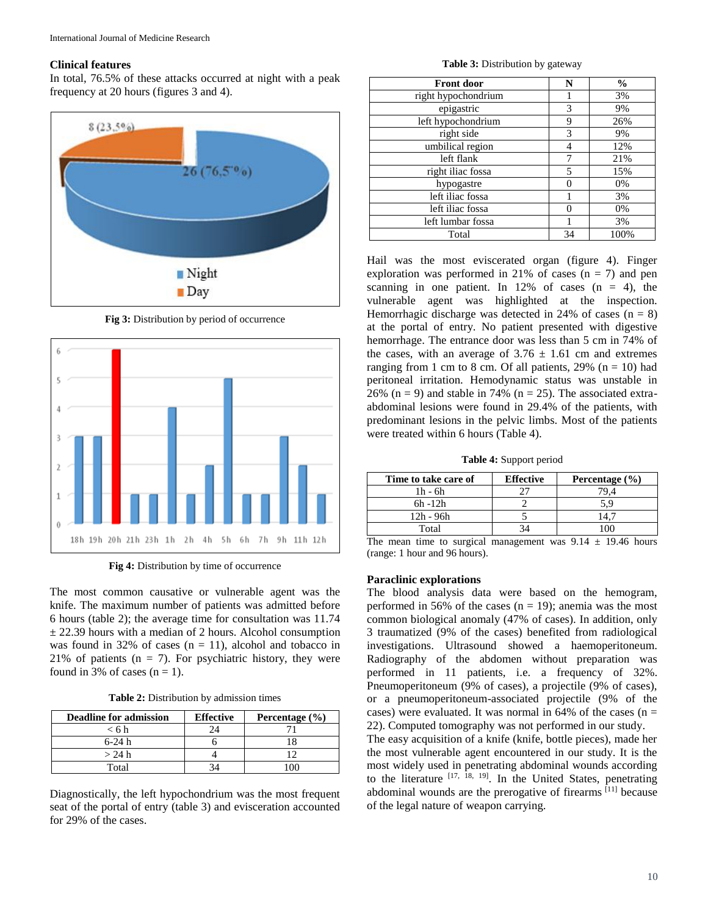### Clinical features

In total, 76.5% of these attacks occurred at night with a peak frequency at 20 hours (figures 3 and 4).

Fig 3: Distribution by period of occurrence

Fig 4: Distribution by time of occurrence

The most common causative or vulnerable agent was the knife. The maximum number of patients was admitted before 6 hours (table 2); the average time for consultation was 11.74 ± 22.39 hours with a median of 2 hours. Alcohol consumption was found in 32% of cases (n = 11), alcohol and tobacco in 21% of patients (n = 7). For psychiatric history, they were found in 3% of cases (n = 1).

**Table 2:** Distribution by admission times

| Deadline for admission | Effective | Percentage (%) |
|---|---|---|
| < 6 h | 24 | 71 |
| 6-24 h | 6 | 18 |
| > 24 h | 4 | 12 |
| Total | 34 | 100 |

Diagnostically, the left hypochondrium was the most frequent seat of the portal of entry (table 3) and evisceration accounted for 29% of the cases.

**Table 3:** Distribution by gateway

| Front door | N | % |
|---|---|---|
| right hypochondrium | 1 | 3% |
| epigastric | 3 | 9% |
| left hypochondrium | 9 | 26% |
| right side | 3 | 9% |
| umbilical region | 4 | 12% |
| left flank | 7 | 21% |
| right iliac fossa | 5 | 15% |
| hypogastre | 0 | 0% |
| left iliac fossa | 1 | 3% |
| left iliac fossa | 0 | 0% |
| left lumbar fossa | 1 | 3% |
| Total | 34 | 100% |

Hail was the most eviscerated organ (figure 4). Finger exploration was performed in 21% of cases (n = 7) and pen scanning in one patient. In 12% of cases (n = 4), the vulnerable agent was highlighted at the inspection. Hemorrhagic discharge was detected in 24% of cases (n = 8) at the portal of entry. No patient presented with digestive hemorrhage. The entrance door was less than 5 cm in 74% of the cases, with an average of 3.76 ± 1.61 cm and extremes ranging from 1 cm to 8 cm. Of all patients, 29% (n = 10) had peritoneal irritation. Hemodynamic status was unstable in 26% (n = 9) and stable in 74% (n = 25). The associated extra-abdominal lesions were found in 29.4% of the patients, with predominant lesions in the pelvic limbs. Most of the patients were treated within 6 hours (Table 4).

**Table 4:** Support period

| Time to take care of | Effective | Percentage (%) |
|---|---|---|
| 1h - 6h | 27 | 79,4 |
| 6h -12h | 2 | 5,9 |
| 12h - 96h | 5 | 14,7 |
| Total | 34 | 100 |

The mean time to surgical management was 9.14 ± 19.46 hours (range: 1 hour and 96 hours).

### Paraclinic explorations

The blood analysis data were based on the hemogram, performed in 56% of the cases (n = 19); anemia was the most common biological anomaly (47% of cases). In addition, only 3 traumatized (9% of the cases) benefited from radiological investigations. Ultrasound showed a haemoperitoneum. Radiography of the abdomen without preparation was performed in 11 patients, i.e. a frequency of 32%. Pneumoperitoneum (9% of cases), a projectile (9% of cases), or a pneumoperitoneum-associated projectile (9% of the cases) were evaluated. It was normal in 64% of the cases (n = 22). Computed tomography was not performed in our study.

The easy acquisition of a knife (knife, bottle pieces), made her the most vulnerable agent encountered in our study. It is the most widely used in penetrating abdominal wounds according to the literature [17, 18, 19]. In the United States, penetrating abdominal wounds are the prerogative of firearms [11] because of the legal nature of weapon carrying.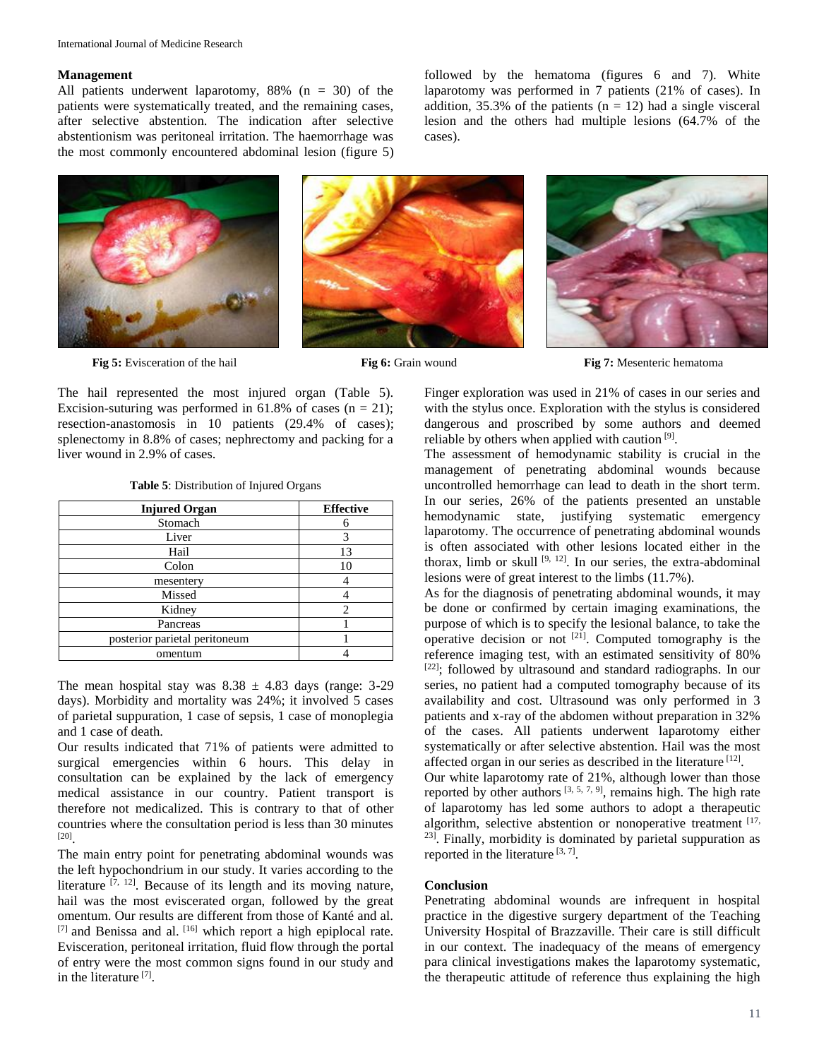## Management

All patients underwent laparotomy, 88% (n = 30) of the patients were systematically treated, and the remaining cases, after selective abstention. The indication after selective abstentionism was peritoneal irritation. The haemorrhage was the most commonly encountered abdominal lesion (figure 5) followed by the hematoma (figures 6 and 7). White laparotomy was performed in 7 patients (21% of cases). In addition, 35.3% of the patients (n = 12) had a single visceral lesion and the others had multiple lesions (64.7% of the cases).

**Fig 5:** Evisceration of the hail

**Fig 6:** Grain wound

**Fig 7:** Mesenteric hematoma

The hail represented the most injured organ (Table 5). Excision-suturing was performed in 61.8% of cases (n = 21); resection-anastomosis in 10 patients (29.4% of cases); splenectomy in 8.8% of cases; nephrectomy and packing for a liver wound in 2.9% of cases.

**Table 5**: Distribution of Injured Organs

| Injured Organ | Effective |
|---|---|
| Stomach | 6 |
| Liver | 3 |
| Hail | 13 |
| Colon | 10 |
| mesentery | 4 |
| Missed | 4 |
| Kidney | 2 |
| Pancreas | 1 |
| posterior parietal peritoneum | 1 |
| omentum | 4 |

The mean hospital stay was 8.38 ± 4.83 days (range: 3-29 days). Morbidity and mortality was 24%; it involved 5 cases of parietal suppuration, 1 case of sepsis, 1 case of monoplegia and 1 case of death.

Our results indicated that 71% of patients were admitted to surgical emergencies within 6 hours. This delay in consultation can be explained by the lack of emergency medical assistance in our country. Patient transport is therefore not medicalized. This is contrary to that of other countries where the consultation period is less than 30 minutes [20].

The main entry point for penetrating abdominal wounds was the left hypochondrium in our study. It varies according to the literature [7, 12]. Because of its length and its moving nature, hail was the most eviscerated organ, followed by the great omentum. Our results are different from those of Kanté and al. [7] and Benissa and al. [16] which report a high epiplocal rate. Evisceration, peritoneal irritation, fluid flow through the portal of entry were the most common signs found in our study and in the literature [7].

Finger exploration was used in 21% of cases in our series and with the stylus once. Exploration with the stylus is considered dangerous and proscribed by some authors and deemed reliable by others when applied with caution [9].

The assessment of hemodynamic stability is crucial in the management of penetrating abdominal wounds because uncontrolled hemorrhage can lead to death in the short term. In our series, 26% of the patients presented an unstable hemodynamic state, justifying systematic emergency laparotomy. The occurrence of penetrating abdominal wounds is often associated with other lesions located either in the thorax, limb or skull [9, 12]. In our series, the extra-abdominal lesions were of great interest to the limbs (11.7%).

As for the diagnosis of penetrating abdominal wounds, it may be done or confirmed by certain imaging examinations, the purpose of which is to specify the lesional balance, to take the operative decision or not [21]. Computed tomography is the reference imaging test, with an estimated sensitivity of 80% [22]; followed by ultrasound and standard radiographs. In our series, no patient had a computed tomography because of its availability and cost. Ultrasound was only performed in 3 patients and x-ray of the abdomen without preparation in 32% of the cases. All patients underwent laparotomy either systematically or after selective abstention. Hail was the most affected organ in our series as described in the literature [12].

Our white laparotomy rate of 21%, although lower than those reported by other authors [3, 5, 7, 9], remains high. The high rate of laparotomy has led some authors to adopt a therapeutic algorithm, selective abstention or nonoperative treatment [17, 23]. Finally, morbidity is dominated by parietal suppuration as reported in the literature [3, 7].

## Conclusion

Penetrating abdominal wounds are infrequent in hospital practice in the digestive surgery department of the Teaching University Hospital of Brazzaville. Their care is still difficult in our context. The inadequacy of the means of emergency para clinical investigations makes the laparotomy systematic, the therapeutic attitude of reference thus explaining the high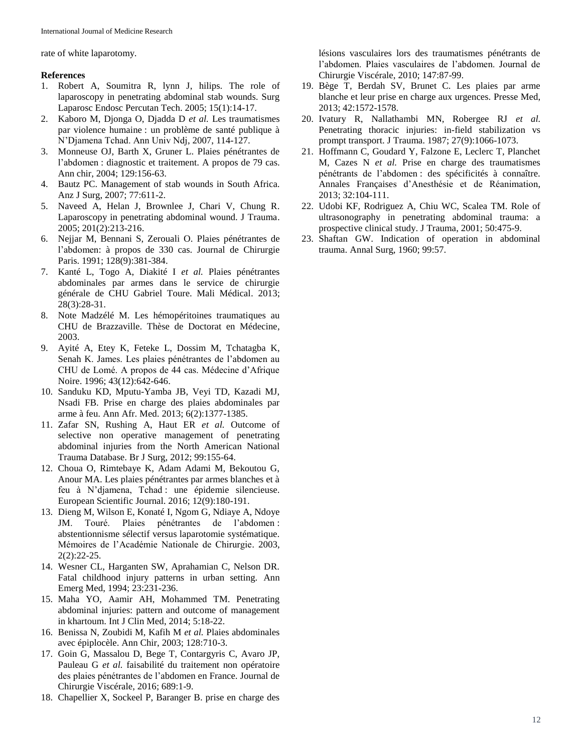rate of white laparotomy.

**References**

1. Robert A, Soumitra R, lynn J, hilips. The role of laparoscopy in penetrating abdominal stab wounds. Surg Laparosc Endosc Percutan Tech. 2005; 15(1):14-17.
2. Kaboro M, Djonga O, Djadda D *et al.* Les traumatismes par violence humaine : un problème de santé publique à N'Djamena Tchad. Ann Univ Ndj, 2007, 114-127.
3. Monneuse OJ, Barth X, Gruner L. Plaies pénétrantes de l'abdomen : diagnostic et traitement. A propos de 79 cas. Ann chir, 2004; 129:156-63.
4. Bautz PC. Management of stab wounds in South Africa. Anz J Surg, 2007; 77:611-2.
5. Naveed A, Helan J, Brownlee J, Chari V, Chung R. Laparoscopy in penetrating abdominal wound. J Trauma. 2005; 201(2):213-216.
6. Nejjar M, Bennani S, Zerouali O. Plaies pénétrantes de l'abdomen: à propos de 330 cas. Journal de Chirurgie Paris. 1991; 128(9):381-384.
7. Kanté L, Togo A, Diakité I *et al.* Plaies pénétrantes abdominales par armes dans le service de chirurgie générale de CHU Gabriel Toure. Mali Médical. 2013; 28(3):28-31.
8. Note Madzélé M. Les hémopéritoines traumatiques au CHU de Brazzaville. Thèse de Doctorat en Médecine, 2003.
9. Ayité A, Etey K, Feteke L, Dossim M, Tchatagba K, Senah K. James. Les plaies pénétrantes de l'abdomen au CHU de Lomé. A propos de 44 cas. Médecine d'Afrique Noire. 1996; 43(12):642-646.
10. Sanduku KD, Mputu-Yamba JB, Veyi TD, Kazadi MJ, Nsadi FB. Prise en charge des plaies abdominales par arme à feu. Ann Afr. Med. 2013; 6(2):1377-1385.
11. Zafar SN, Rushing A, Haut ER *et al.* Outcome of selective non operative management of penetrating abdominal injuries from the North American National Trauma Database. Br J Surg, 2012; 99:155-64.
12. Choua O, Rimtebaye K, Adam Adami M, Bekoutou G, Anour MA. Les plaies pénétrantes par armes blanches et à feu à N'djamena, Tchad : une épidemie silencieuse. European Scientific Journal. 2016; 12(9):180-191.
13. Dieng M, Wilson E, Konaté I, Ngom G, Ndiaye A, Ndoye JM. Touré. Plaies pénétrantes de l'abdomen : abstentionnisme sélectif versus laparotomie systématique. Mémoires de l'Académie Nationale de Chirurgie. 2003, 2(2):22-25.
14. Wesner CL, Harganten SW, Aprahamian C, Nelson DR. Fatal childhood injury patterns in urban setting. Ann Emerg Med, 1994; 23:231-236.
15. Maha YO, Aamir AH, Mohammed TM. Penetrating abdominal injuries: pattern and outcome of management in khartoum. Int J Clin Med, 2014; 5:18-22.
16. Benissa N, Zoubidi M, Kafih M *et al.* Plaies abdominales avec épiplocèle. Ann Chir, 2003; 128:710-3.
17. Goin G, Massalou D, Bege T, Contargyris C, Avaro JP, Pauleau G *et al.* faisabilité du traitement non opératoire des plaies pénétrantes de l'abdomen en France. Journal de Chirurgie Viscérale, 2016; 689:1-9.
18. Chapellier X, Sockeel P, Baranger B. prise en charge des lésions vasculaires lors des traumatismes pénétrants de l'abdomen. Plaies vasculaires de l'abdomen. Journal de Chirurgie Viscérale, 2010; 147:87-99.
19. Bège T, Berdah SV, Brunet C. Les plaies par arme blanche et leur prise en charge aux urgences. Presse Med, 2013; 42:1572-1578.
20. Ivatury R, Nallathambi MN, Robergee RJ *et al.* Penetrating thoracic injuries: in-field stabilization vs prompt transport. J Trauma. 1987; 27(9):1066-1073.
21. Hoffmann C, Goudard Y, Falzone E, Leclerc T, Planchet M, Cazes N *et al.* Prise en charge des traumatismes pénétrants de l'abdomen : des spécificités à connaître. Annales Françaises d'Anesthésie et de Réanimation, 2013; 32:104-111.
22. Udobi KF, Rodriguez A, Chiu WC, Scalea TM. Role of ultrasonography in penetrating abdominal trauma: a prospective clinical study. J Trauma, 2001; 50:475-9.
23. Shaftan GW. Indication of operation in abdominal trauma. Annal Surg, 1960; 99:57.